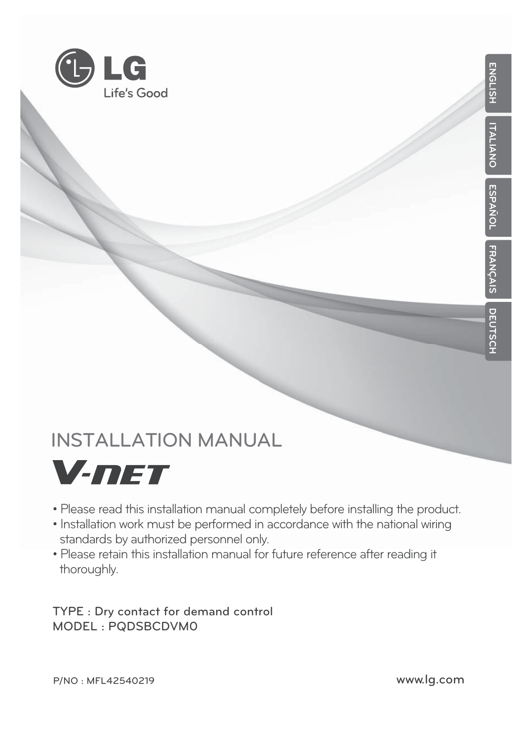LG

Life's Good

ENGLISH

ITALIANO

ESPAÑOL

FRANÇAIS

DEUTSCH

# INSTALLATION MANUAL

## V-NET

- Please read this installation manual completely before installing the product.
- Installation work must be performed in accordance with the national wiring standards by authorized personnel only.
- Please retain this installation manual for future reference after reading it thoroughly.

TYPE : Dry contact for demand control
MODEL : PQDSBCDVM0

P/NO : MFL42540219

www.lg.com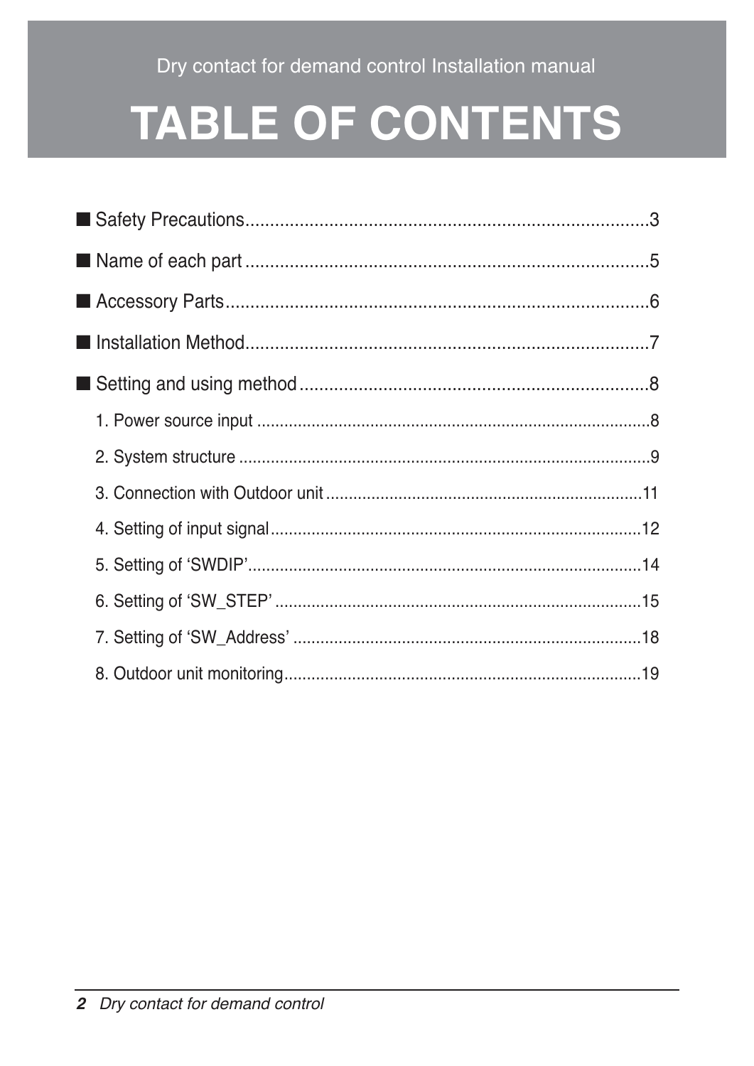Dry contact for demand control Installation manual

# TABLE OF CONTENTS

- Safety Precautions....................3
- Name of each part....................5
- Accessory Parts....................6
- Installation Method....................7
- Setting and using method....................8
  1. Power source input....................8
  2. System structure....................9
  3. Connection with Outdoor unit....................11
  4. Setting of input signal....................12
  5. Setting of 'SWDIP'....................14
  6. Setting of 'SW_STEP'....................15
  7. Setting of 'SW_Address'....................18
  8. Outdoor unit monitoring....................19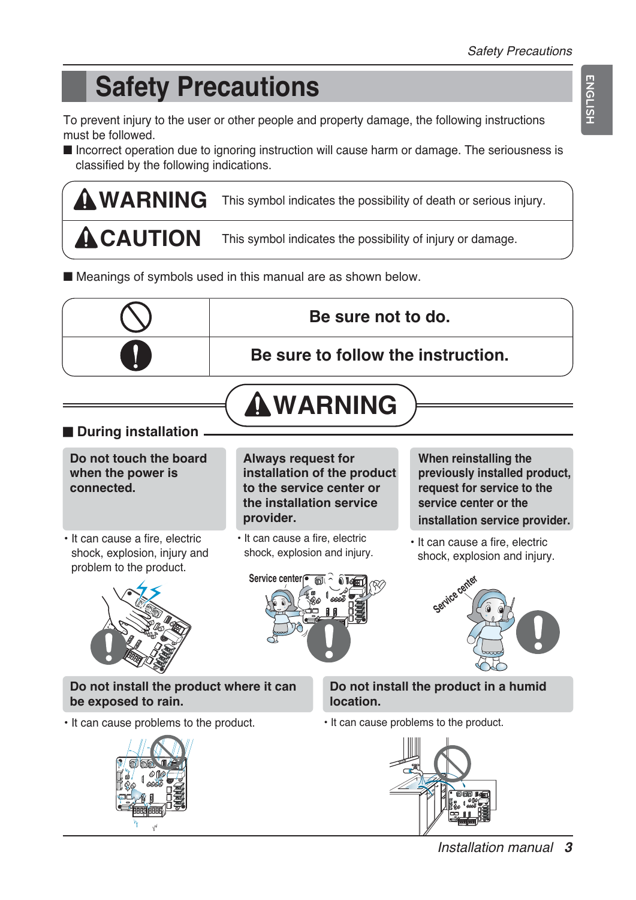# Safety Precautions

To prevent injury to the user or other people and property damage, the following instructions must be followed.

■ Incorrect operation due to ignoring instruction will cause harm or damage. The seriousness is classified by the following indications.

| | |
|---|---|
| **⚠ WARNING** | This symbol indicates the possibility of death or serious injury. |
| **⚠ CAUTION** | This symbol indicates the possibility of injury or damage. |

■ Meanings of symbols used in this manual are as shown below.

| | |
|---|---|
| ⃠ | **Be sure not to do.** |
| ❗ | **Be sure to follow the instruction.** |

## ⚠ WARNING

### ■ During installation

**Do not touch the board when the power is connected.**

- It can cause a fire, electric shock, explosion, injury and problem to the product.

**Always request for installation of the product to the service center or the installation service provider.**

- It can cause a fire, electric shock, explosion and injury.

**When reinstalling the previously installed product, request for service to the service center or the installation service provider.**

- It can cause a fire, electric shock, explosion and injury.

**Do not install the product where it can be exposed to rain.**

- It can cause problems to the product.

**Do not install the product in a humid location.**

- It can cause problems to the product.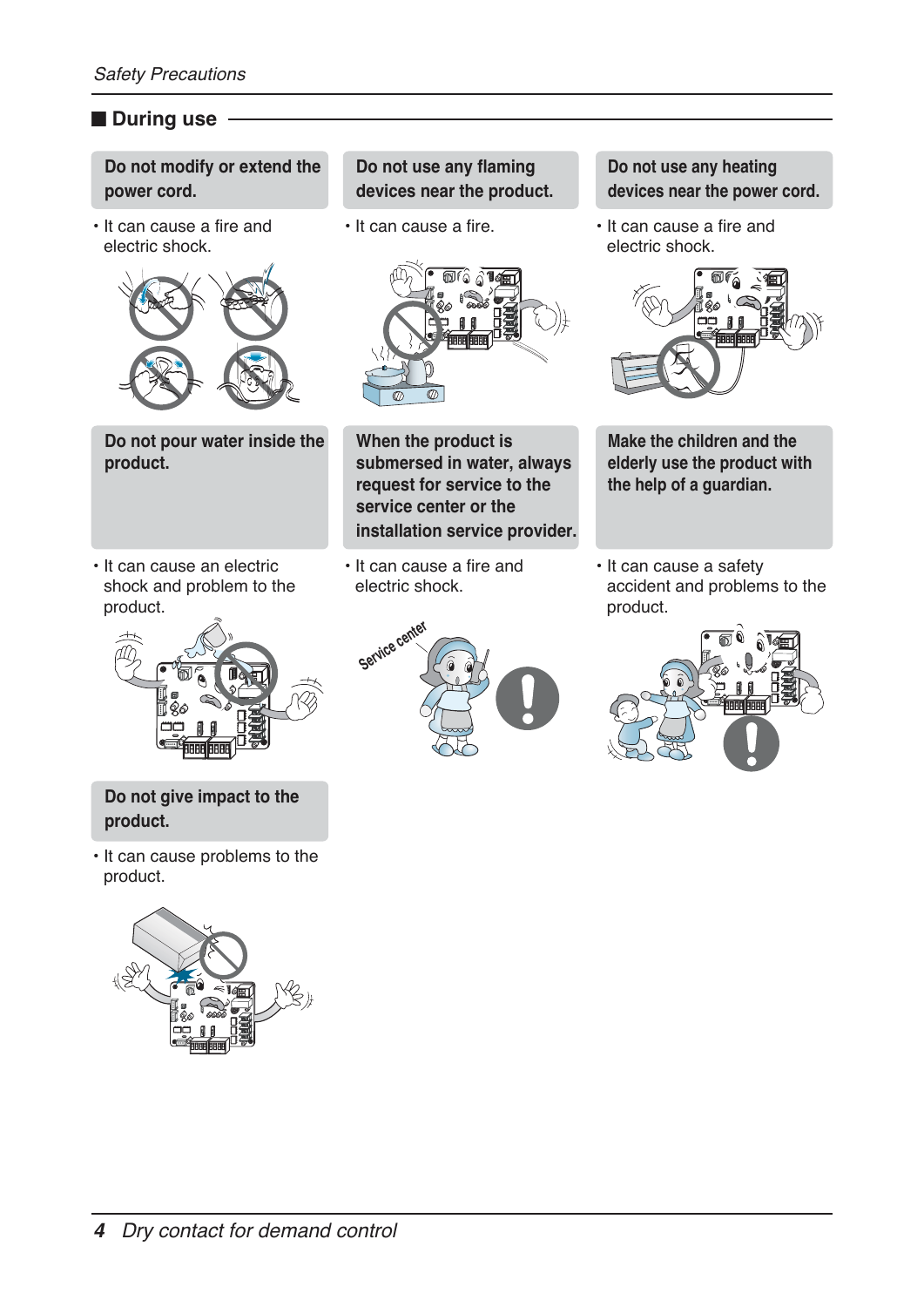## During use

**Do not modify or extend the power cord.**

- It can cause a fire and electric shock.

**Do not use any flaming devices near the product.**

- It can cause a fire.

**Do not use any heating devices near the power cord.**

- It can cause a fire and electric shock.

**Do not pour water inside the product.**

- It can cause an electric shock and problem to the product.

**When the product is submersed in water, always request for service to the service center or the installation service provider.**

- It can cause a fire and electric shock.

**Make the children and the elderly use the product with the help of a guardian.**

- It can cause a safety accident and problems to the product.

**Do not give impact to the product.**

- It can cause problems to the product.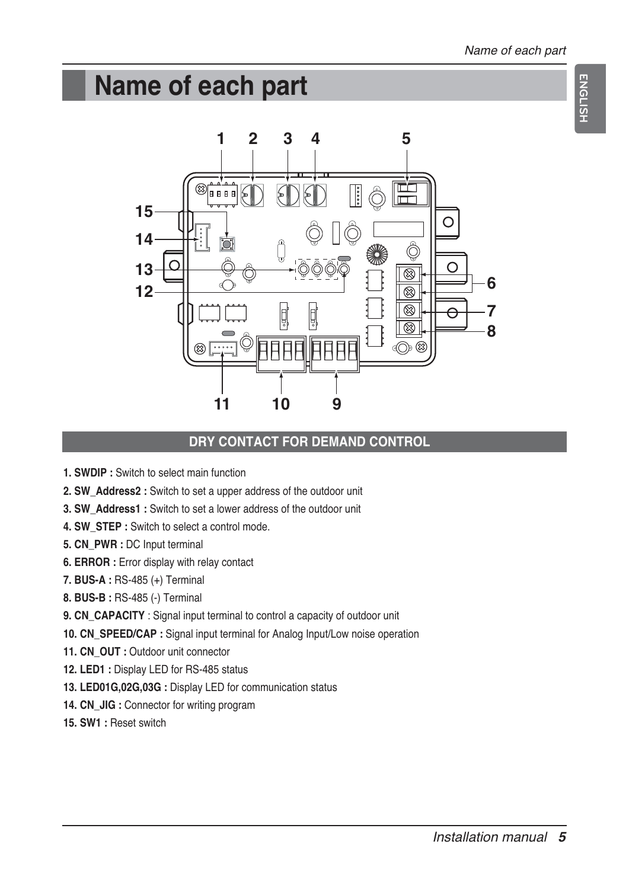# Name of each part

## DRY CONTACT FOR DEMAND CONTROL

1. **SWDIP :** Switch to select main function
2. **SW_Address2 :** Switch to set a upper address of the outdoor unit
3. **SW_Address1 :** Switch to set a lower address of the outdoor unit
4. **SW_STEP :** Switch to select a control mode.
5. **CN_PWR :** DC Input terminal
6. **ERROR :** Error display with relay contact
7. **BUS-A :** RS-485 (+) Terminal
8. **BUS-B :** RS-485 (-) Terminal
9. **CN_CAPACITY** : Signal input terminal to control a capacity of outdoor unit
10. **CN_SPEED/CAP :** Signal input terminal for Analog Input/Low noise operation
11. **CN_OUT :** Outdoor unit connector
12. **LED1 :** Display LED for RS-485 status
13. **LED01G,02G,03G :** Display LED for communication status
14. **CN_JIG :** Connector for writing program
15. **SW1 :** Reset switch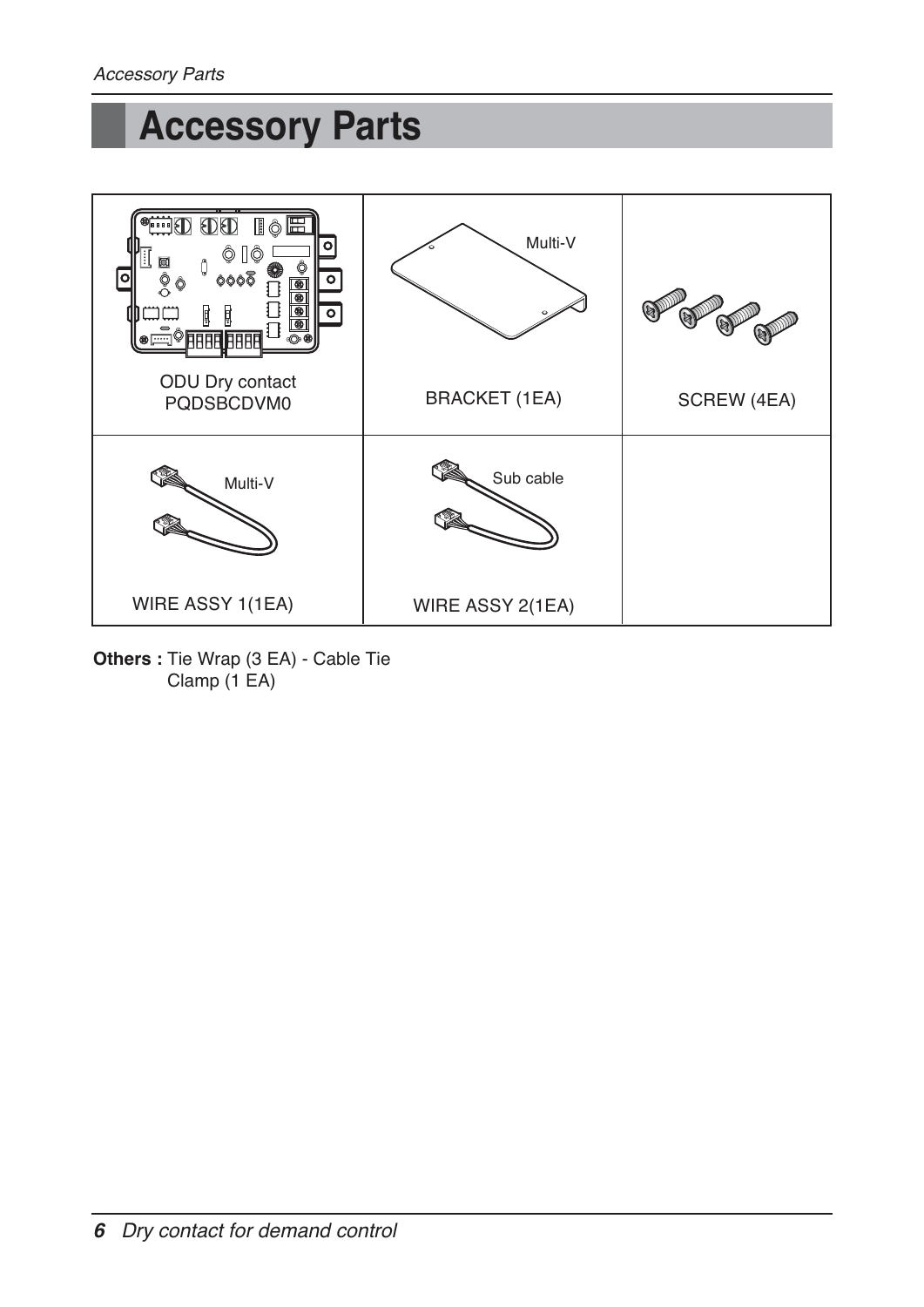# Accessory Parts

| ODU Dry contact PQDSBCDVM0 | BRACKET (1EA) | SCREW (4EA) |
|---|---|---|
| WIRE ASSY 1(1EA) | WIRE ASSY 2(1EA) | |

**Others :** Tie Wrap (3 EA) - Cable Tie
Clamp (1 EA)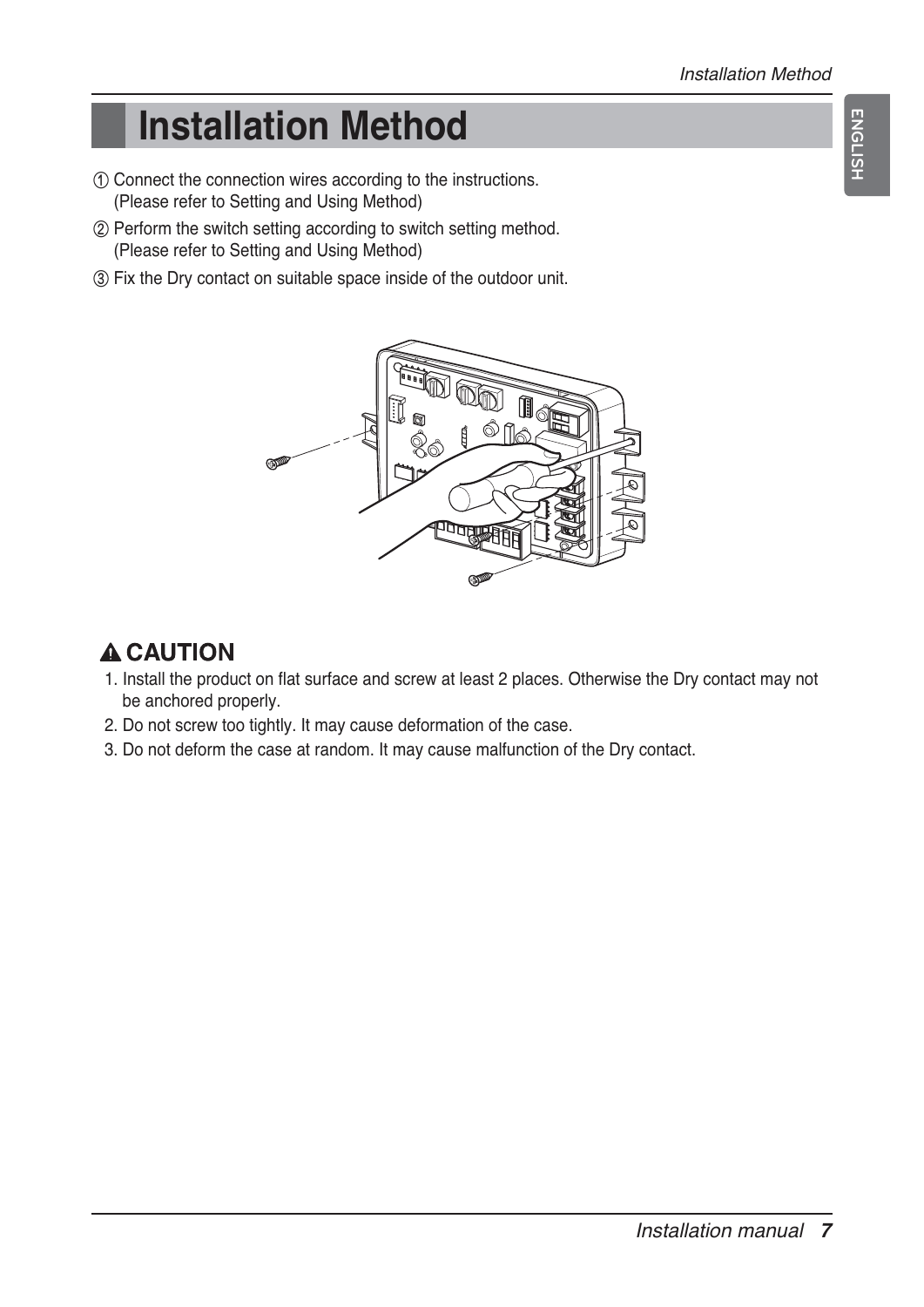# Installation Method

① Connect the connection wires according to the instructions.
(Please refer to Setting and Using Method)

② Perform the switch setting according to switch setting method.
(Please refer to Setting and Using Method)

③ Fix the Dry contact on suitable space inside of the outdoor unit.

## ⚠ CAUTION

1. Install the product on flat surface and screw at least 2 places. Otherwise the Dry contact may not be anchored properly.
2. Do not screw too tightly. It may cause deformation of the case.
3. Do not deform the case at random. It may cause malfunction of the Dry contact.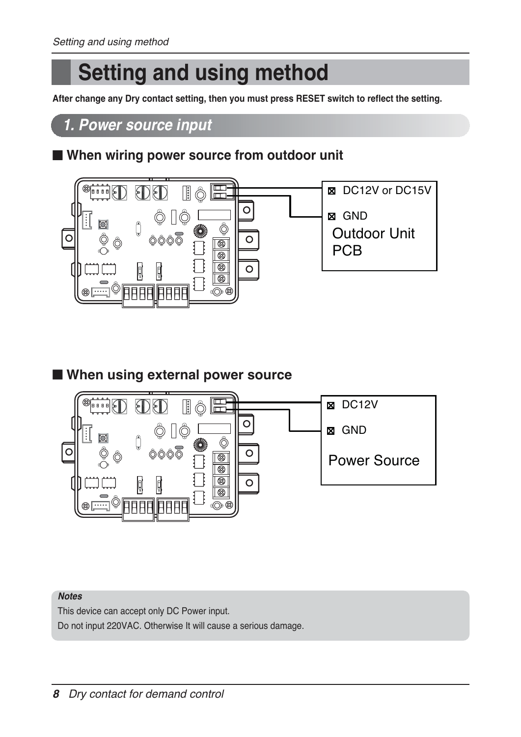# Setting and using method

**After change any Dry contact setting, then you must press RESET switch to reflect the setting.**

## 1. Power source input

### ■ When wiring power source from outdoor unit

DC12V or DC15V

GND

Outdoor Unit PCB

### ■ When using external power source

DC12V

GND

Power Source

***Notes***

This device can accept only DC Power input.

Do not input 220VAC. Otherwise It will cause a serious damage.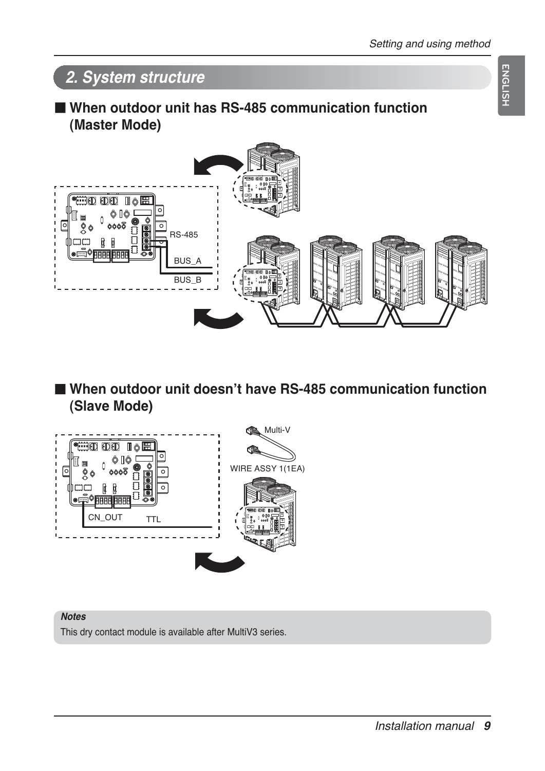## 2. System structure

### ■ When outdoor unit has RS-485 communication function (Master Mode)

RS-485

BUS_A

BUS_B

### ■ When outdoor unit doesn't have RS-485 communication function (Slave Mode)

Multi-V

WIRE ASSY 1(1EA)

CN_OUT

TTL

> ***Notes***
>
> This dry contact module is available after MultiV3 series.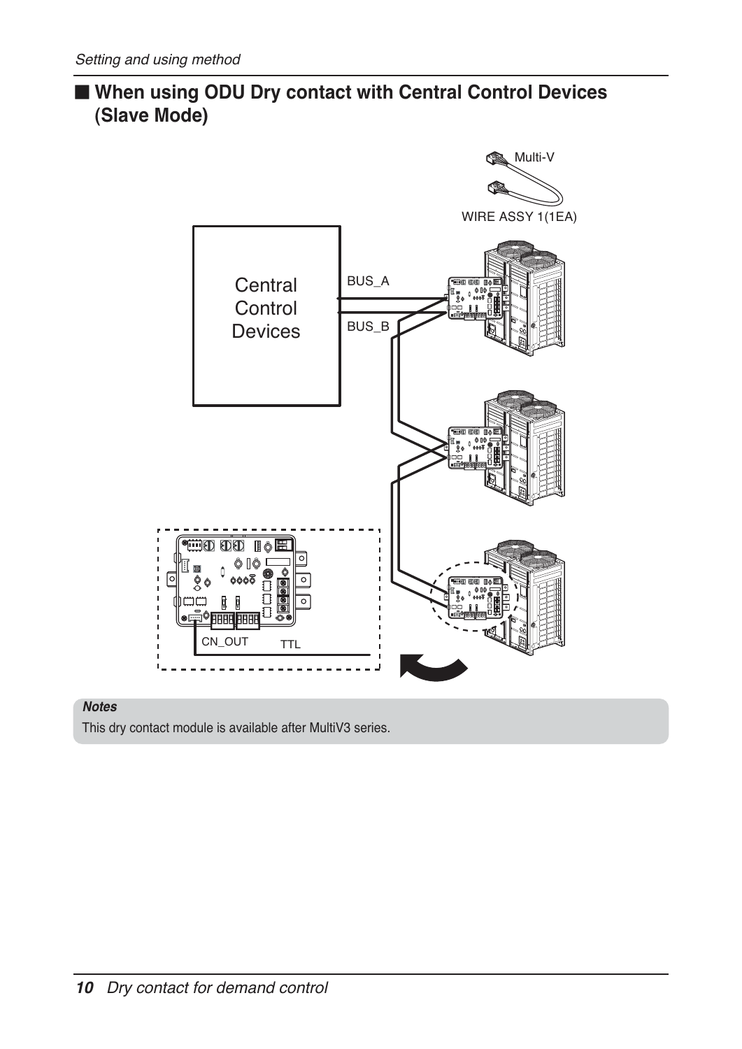## ■ When using ODU Dry contact with Central Control Devices (Slave Mode)

Multi-V

WIRE ASSY 1(1EA)

Central Control Devices

BUS_A

BUS_B

CN_OUT

TTL

**Notes**

This dry contact module is available after MultiV3 series.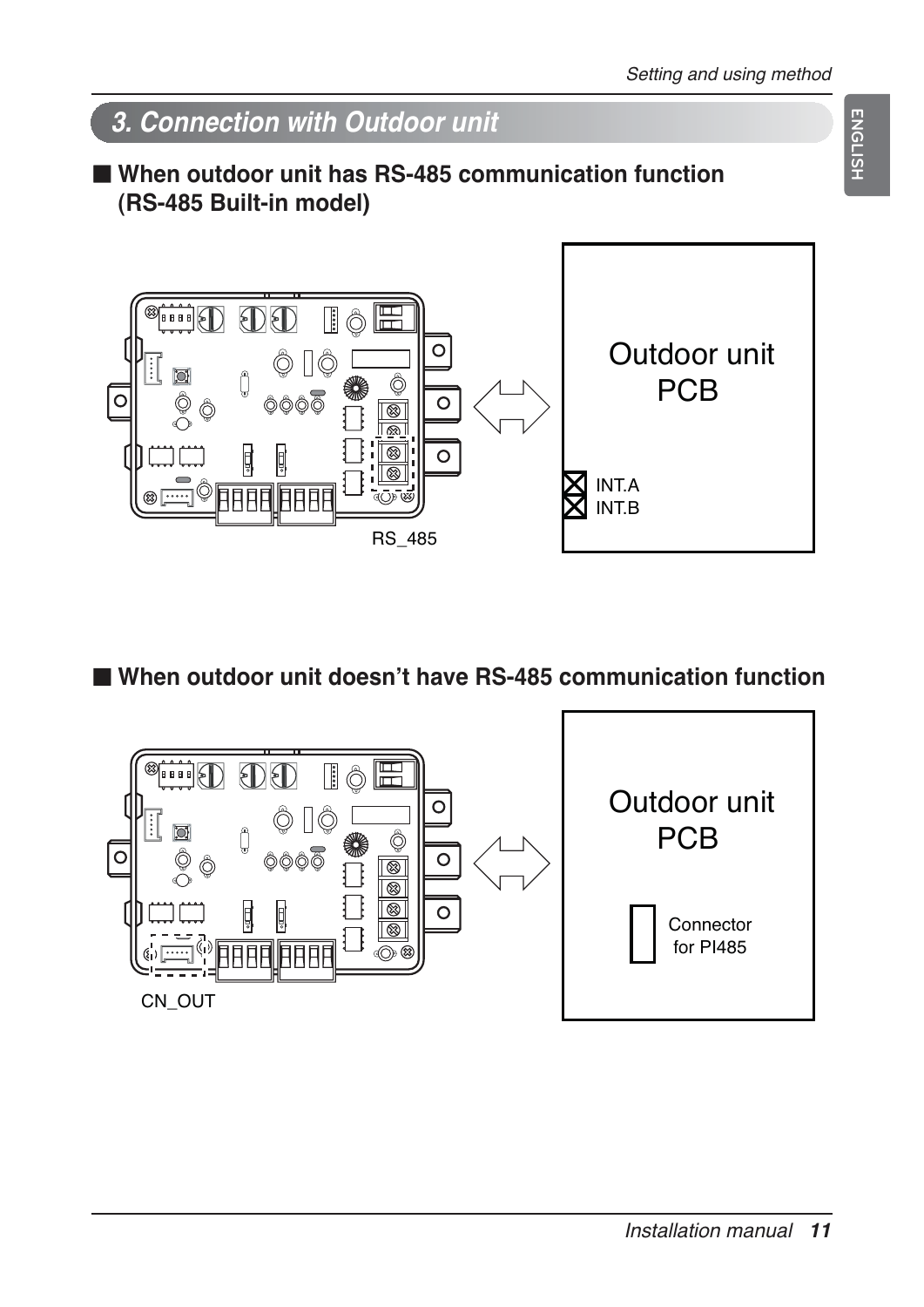## 3. Connection with Outdoor unit

■ **When outdoor unit has RS-485 communication function (RS-485 Built-in model)**

RS_485

Outdoor unit PCB

INT.A
INT.B

■ **When outdoor unit doesn't have RS-485 communication function**

CN_OUT

Outdoor unit PCB

Connector for PI485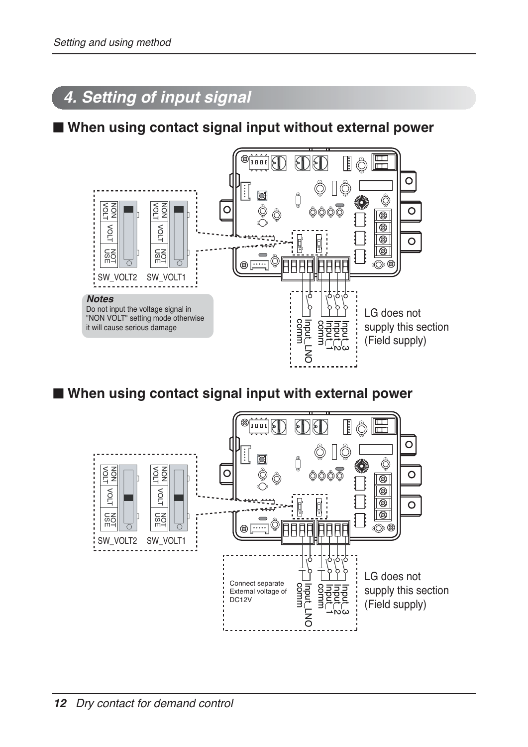## 4. Setting of input signal

### ■ When using contact signal input without external power

NON VOLT | VOLT | NOT USE

SW_VOLT2 SW_VOLT1

**Notes**

Do not input the voltage signal in "NON VOLT" setting mode otherwise it will cause serious damage

Input_3
Input_2
Input_1
comm

Input_LNO
comm

LG does not supply this section (Field supply)

### ■ When using contact signal input with external power

NON VOLT | VOLT | NOT USE

SW_VOLT2 SW_VOLT1

Connect separate External voltage of DC12V

Input_3
Input_2
Input_1
comm

Input_LNO
comm

LG does not supply this section (Field supply)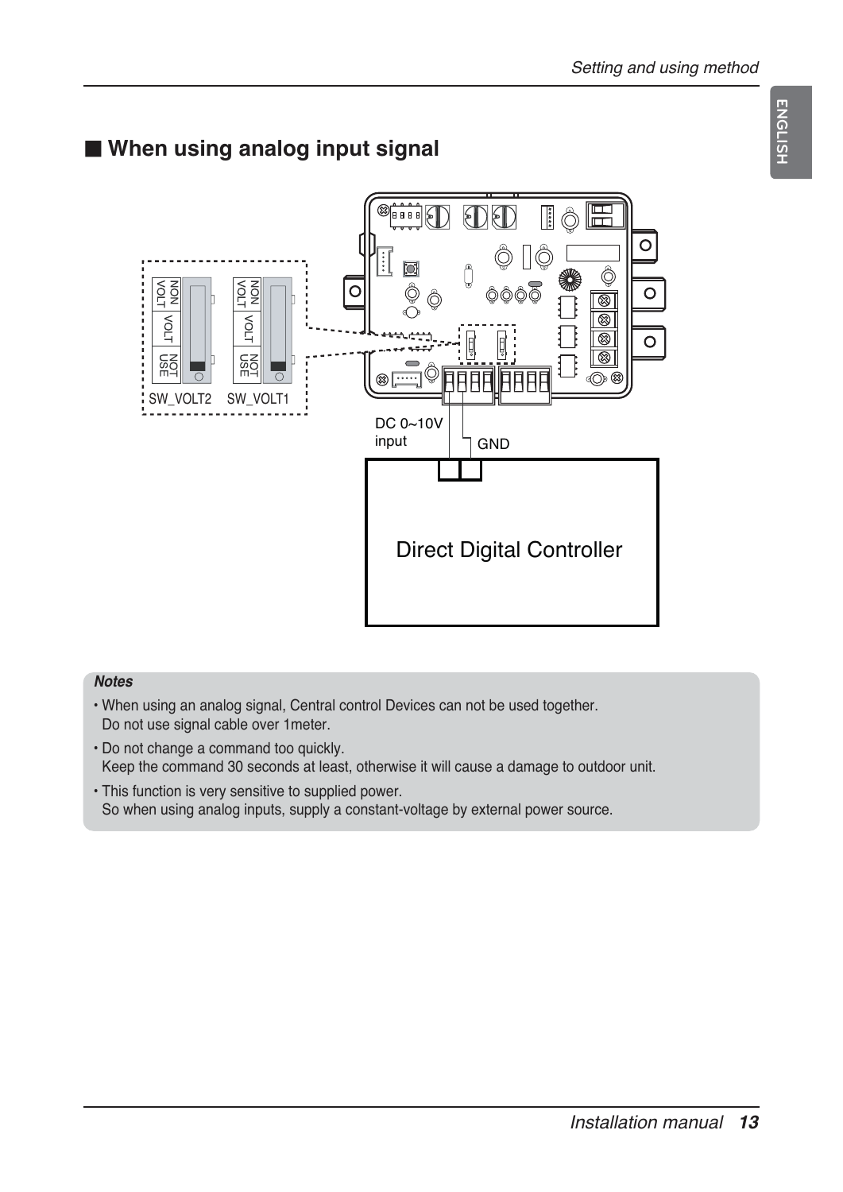## ■ When using analog input signal

SW_VOLT2 SW_VOLT1

NON VOLT / VOLT / NOT USE

DC 0~10V input

GND

Direct Digital Controller

**Notes**

- When using an analog signal, Central control Devices can not be used together.
  Do not use signal cable over 1meter.
- Do not change a command too quickly.
  Keep the command 30 seconds at least, otherwise it will cause a damage to outdoor unit.
- This function is very sensitive to supplied power.
  So when using analog inputs, supply a constant-voltage by external power source.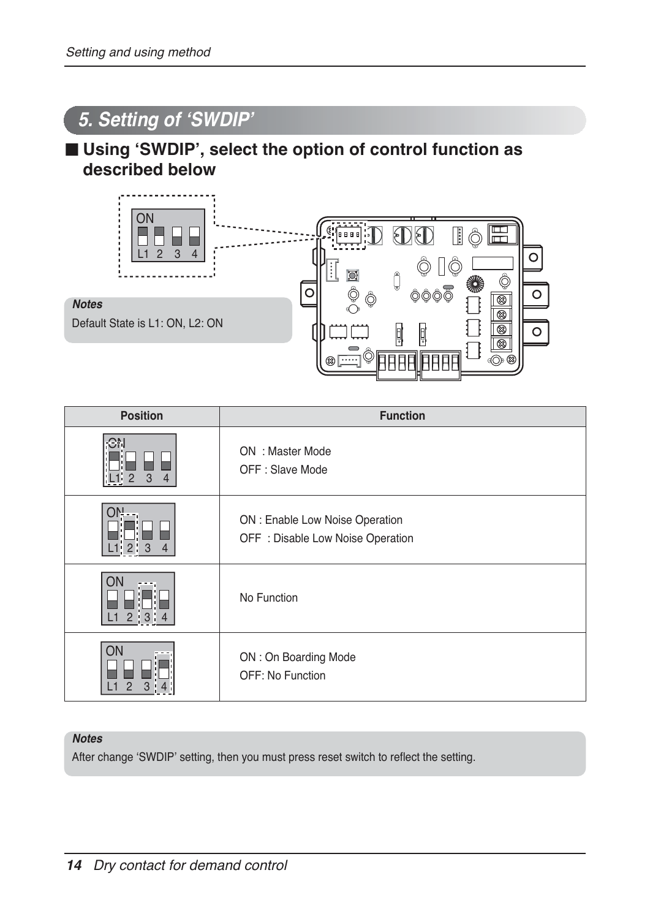## 5. Setting of ‘SWDIP’

### ■ Using ‘SWDIP’, select the option of control function as described below

ON
L1 2 3 4

***Notes***

Default State is L1: ON, L2: ON

| Position | Function |
|---|---|
| ON L1 2 3 4 | ON : Master Mode<br>OFF : Slave Mode |
| ON L1 2 3 4 | ON : Enable Low Noise Operation<br>OFF : Disable Low Noise Operation |
| ON L1 2 3 4 | No Function |
| ON L1 2 3 4 | ON : On Boarding Mode<br>OFF: No Function |

***Notes***

After change ‘SWDIP’ setting, then you must press reset switch to reflect the setting.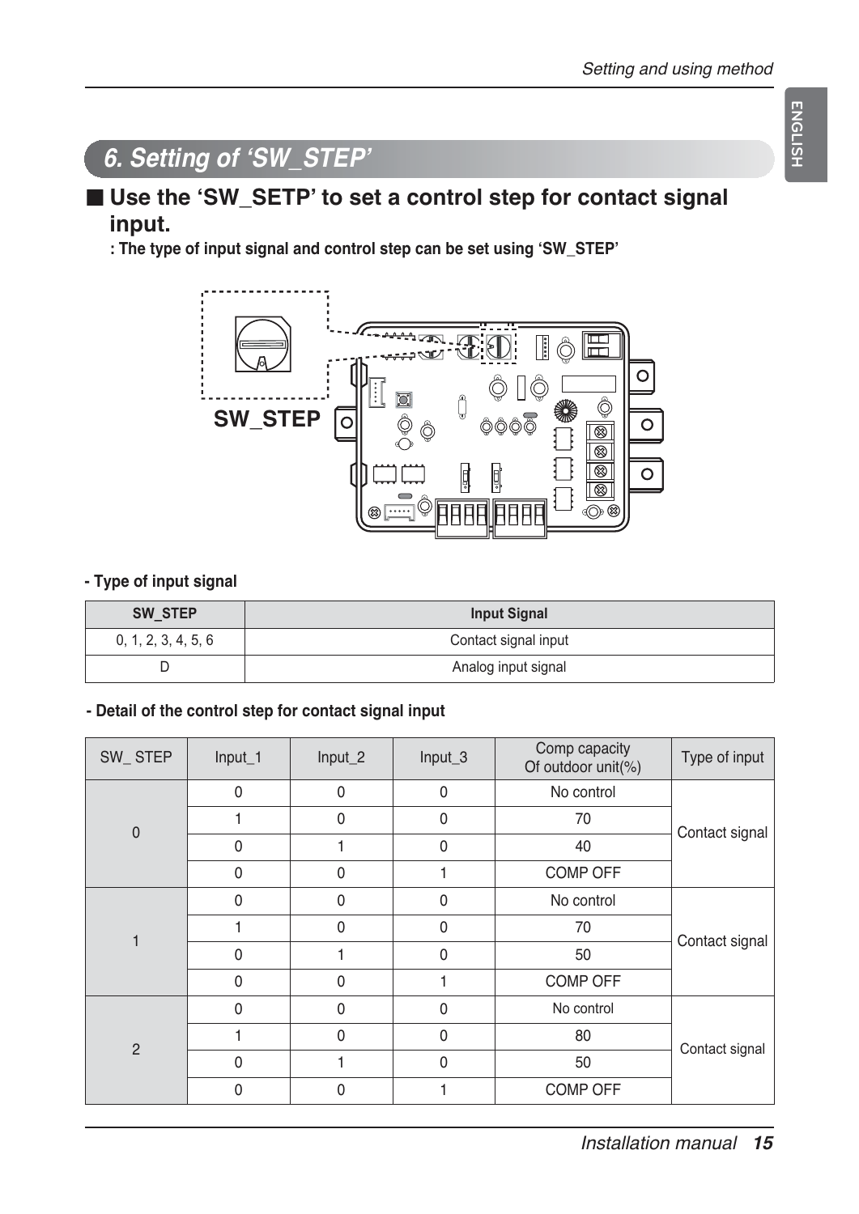## 6. Setting of ‘SW_STEP’

### ■ Use the ‘SW_SETP’ to set a control step for contact signal input.

**: The type of input signal and control step can be set using ‘SW_STEP’**

SW_STEP

**- Type of input signal**

| SW_STEP | Input Signal |
|---|---|
| 0, 1, 2, 3, 4, 5, 6 | Contact signal input |
| D | Analog input signal |

**- Detail of the control step for contact signal input**

| SW_ STEP | Input_1 | Input_2 | Input_3 | Comp capacity Of outdoor unit(%) | Type of input |
|---|---|---|---|---|---|
| 0 | 0 | 0 | 0 | No control | Contact signal |
| | 1 | 0 | 0 | 70 | |
| | 0 | 1 | 0 | 40 | |
| | 0 | 0 | 1 | COMP OFF | |
| 1 | 0 | 0 | 0 | No control | Contact signal |
| | 1 | 0 | 0 | 70 | |
| | 0 | 1 | 0 | 50 | |
| | 0 | 0 | 1 | COMP OFF | |
| 2 | 0 | 0 | 0 | No control | Contact signal |
| | 1 | 0 | 0 | 80 | |
| | 0 | 1 | 0 | 50 | |
| | 0 | 0 | 1 | COMP OFF | |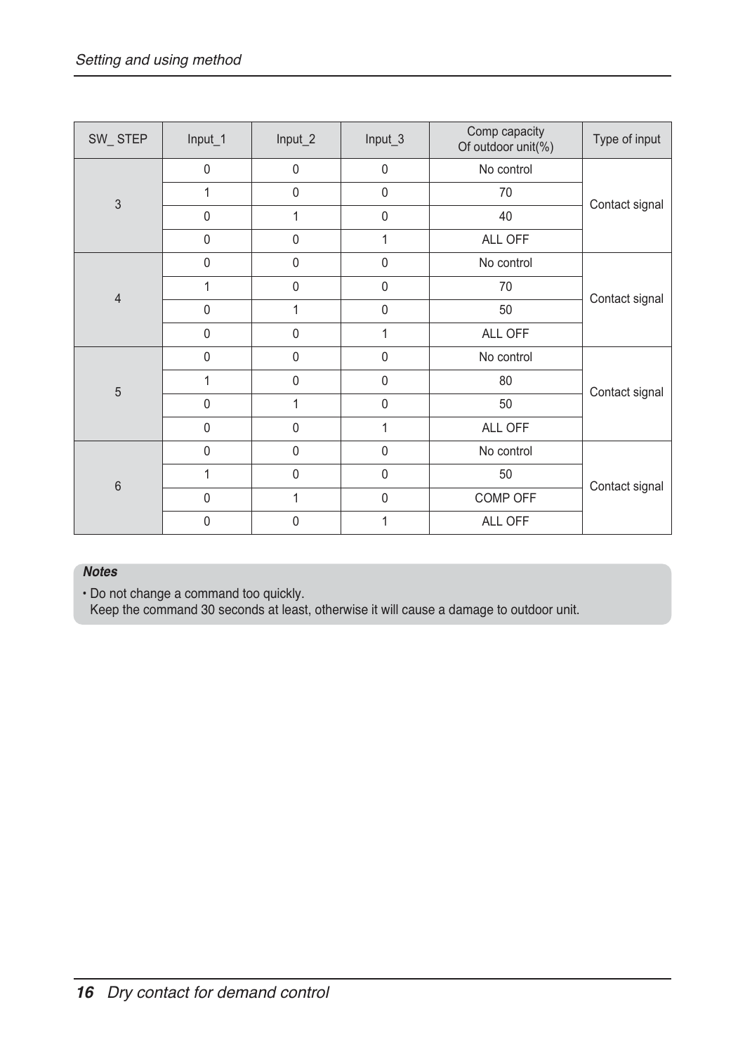| SW_ STEP | Input_1 | Input_2 | Input_3 | Comp capacity Of outdoor unit(%) | Type of input |
|---|---|---|---|---|---|
| 3 | 0 | 0 | 0 | No control | Contact signal |
| | 1 | 0 | 0 | 70 | |
| | 0 | 1 | 0 | 40 | |
| | 0 | 0 | 1 | ALL OFF | |
| 4 | 0 | 0 | 0 | No control | Contact signal |
| | 1 | 0 | 0 | 70 | |
| | 0 | 1 | 0 | 50 | |
| | 0 | 0 | 1 | ALL OFF | |
| 5 | 0 | 0 | 0 | No control | Contact signal |
| | 1 | 0 | 0 | 80 | |
| | 0 | 1 | 0 | 50 | |
| | 0 | 0 | 1 | ALL OFF | |
| 6 | 0 | 0 | 0 | No control | Contact signal |
| | 1 | 0 | 0 | 50 | |
| | 0 | 1 | 0 | COMP OFF | |
| | 0 | 0 | 1 | ALL OFF | |

***Notes***

- Do not change a command too quickly.
  Keep the command 30 seconds at least, otherwise it will cause a damage to outdoor unit.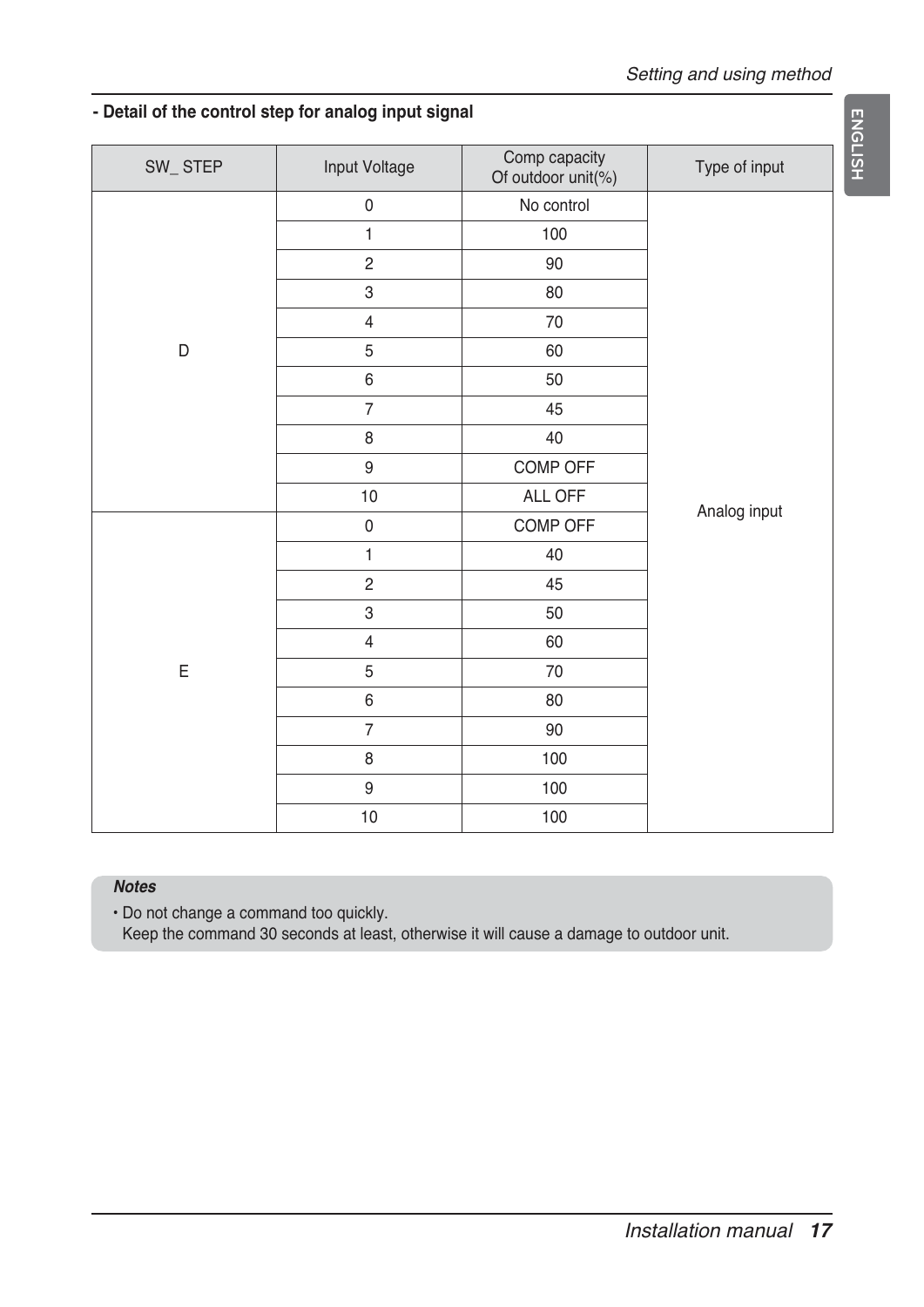**- Detail of the control step for analog input signal**

| SW_ STEP | Input Voltage | Comp capacity Of outdoor unit(%) | Type of input |
|---|---|---|---|
| D | 0 | No control | Analog input |
| | 1 | 100 | |
| | 2 | 90 | |
| | 3 | 80 | |
| | 4 | 70 | |
| | 5 | 60 | |
| | 6 | 50 | |
| | 7 | 45 | |
| | 8 | 40 | |
| | 9 | COMP OFF | |
| | 10 | ALL OFF | |
| E | 0 | COMP OFF | |
| | 1 | 40 | |
| | 2 | 45 | |
| | 3 | 50 | |
| | 4 | 60 | |
| | 5 | 70 | |
| | 6 | 80 | |
| | 7 | 90 | |
| | 8 | 100 | |
| | 9 | 100 | |
| | 10 | 100 | |

***Notes***

- Do not change a command too quickly.
  Keep the command 30 seconds at least, otherwise it will cause a damage to outdoor unit.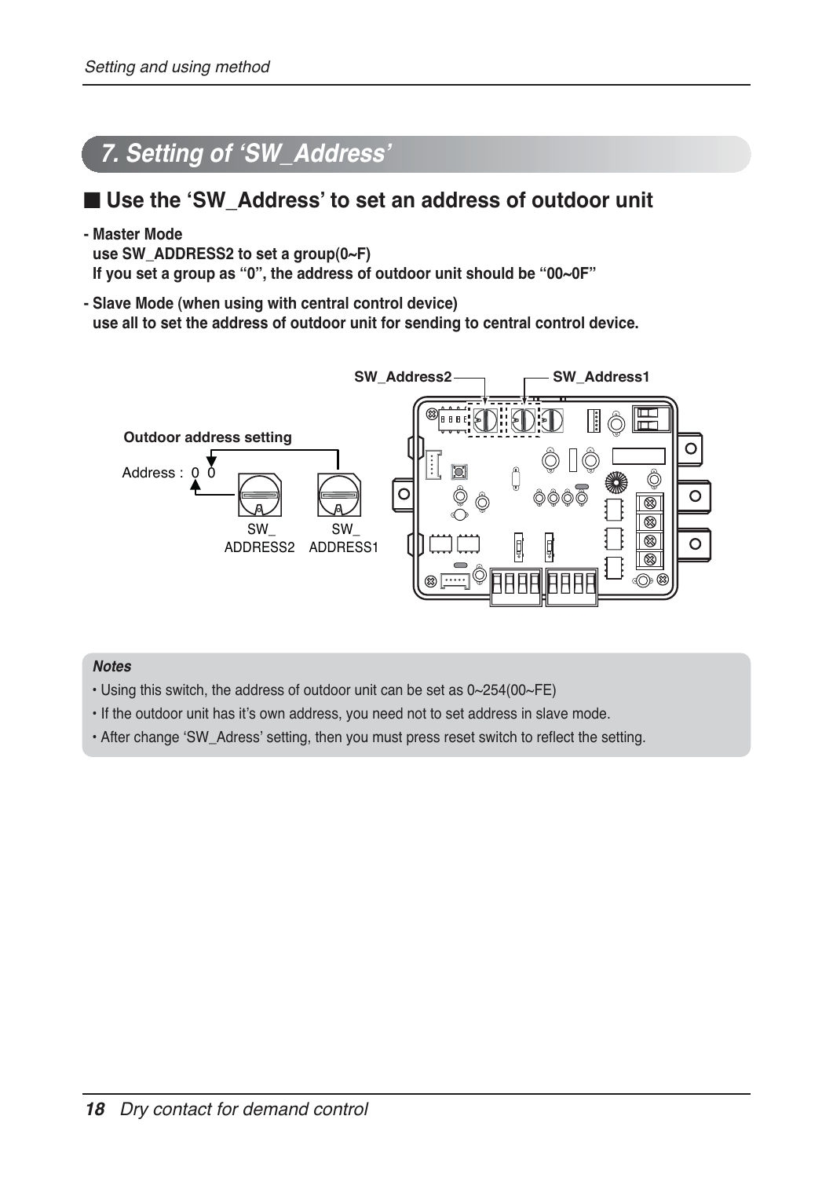## 7. Setting of ‘SW_Address’

### ■ Use the ‘SW_Address’ to set an address of outdoor unit

**- Master Mode**
**use SW_ADDRESS2 to set a group(0~F)**
**If you set a group as “0”, the address of outdoor unit should be “00~0F”**

**- Slave Mode (when using with central control device)**
**use all to set the address of outdoor unit for sending to central control device.**

SW_Address2 SW_Address1

**Outdoor address setting**

Address : 0 0

SW_ADDRESS2 SW_ADDRESS1

***Notes***

- Using this switch, the address of outdoor unit can be set as 0~254(00~FE)
- If the outdoor unit has it’s own address, you need not to set address in slave mode.
- After change ‘SW_Adress’ setting, then you must press reset switch to reflect the setting.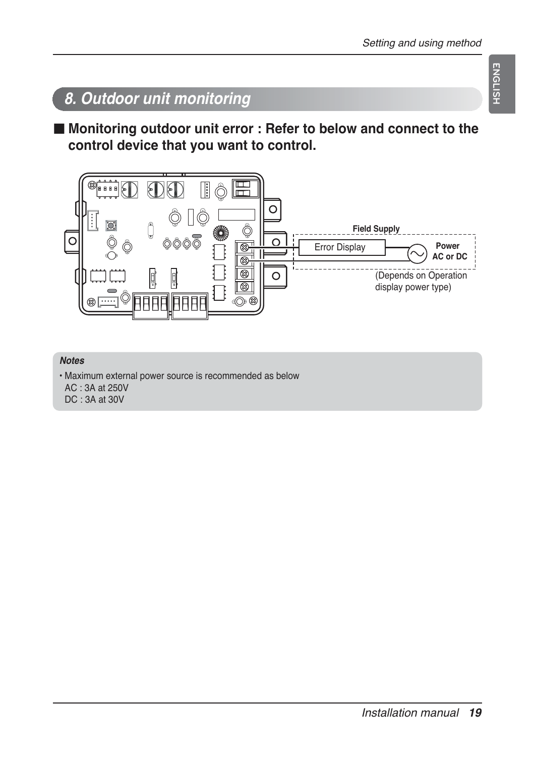## 8. Outdoor unit monitoring

■ **Monitoring outdoor unit error : Refer to below and connect to the control device that you want to control.**

**Field Supply**

Error Display

**Power AC or DC**

(Depends on Operation display power type)

***Notes***

- Maximum external power source is recommended as below
  AC : 3A at 250V
  DC : 3A at 30V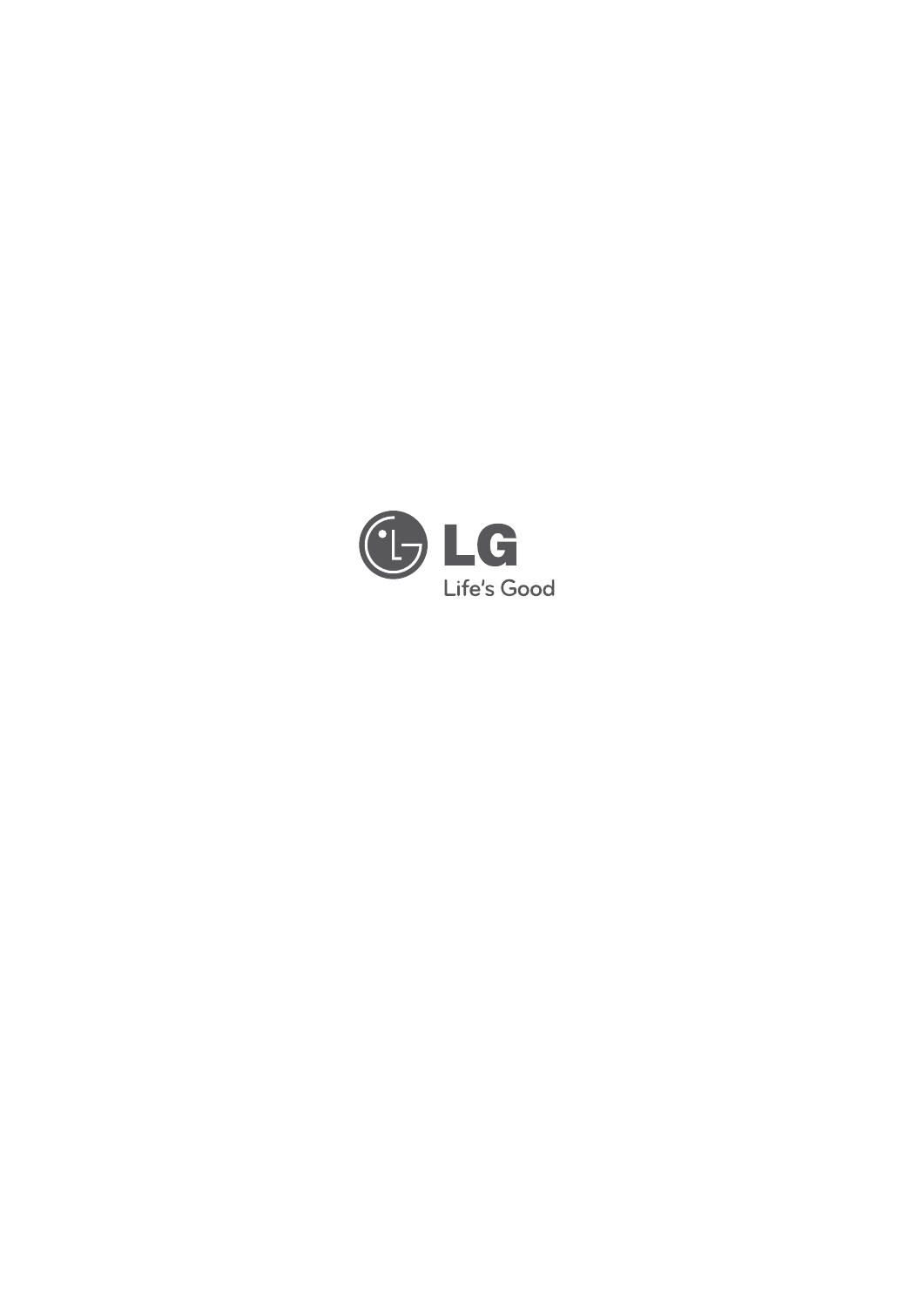LG

Life's Good